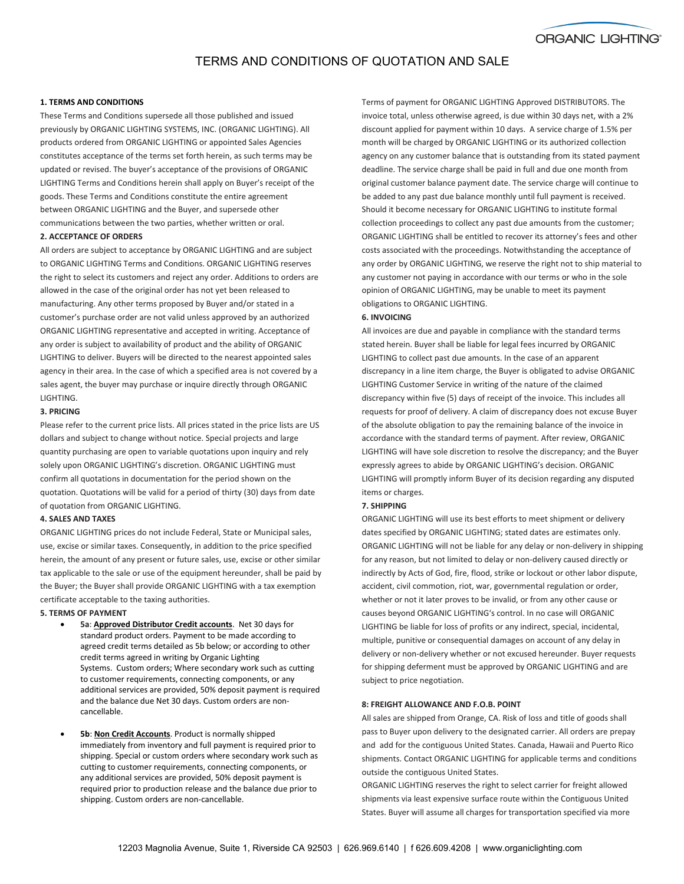# TERMS AND CONDITIONS OF QUOTATION AND SALE

**1. TERMS AND CONDITIONS**

These Terms and Conditions supersede all those published and issued previously by ORGANIC LIGHTING SYSTEMS, INC. (ORGANIC LIGHTING). All products ordered from ORGANIC LIGHTING or appointed Sales Agencies constitutes acceptance of the terms set forth herein, as such terms may be updated or revised. The buyer's acceptance of the provisions of ORGANIC LIGHTING Terms and Conditions herein shall apply on Buyer's receipt of the goods. These Terms and Conditions constitute the entire agreement between ORGANIC LIGHTING and the Buyer, and supersede other communications between the two parties, whether written or oral.

**2. ACCEPTANCE OF ORDERS**

All orders are subject to acceptance by ORGANIC LIGHTING and are subject to ORGANIC LIGHTING Terms and Conditions. ORGANIC LIGHTING reserves the right to select its customers and reject any order. Additions to orders are allowed in the case of the original order has not yet been released to manufacturing. Any other terms proposed by Buyer and/or stated in a customer's purchase order are not valid unless approved by an authorized ORGANIC LIGHTING representative and accepted in writing. Acceptance of any order is subject to availability of product and the ability of ORGANIC LIGHTING to deliver. Buyers will be directed to the nearest appointed sales agency in their area. In the case of which a specified area is not covered by a sales agent, the buyer may purchase or inquire directly through ORGANIC LIGHTING.

**3. PRICING**

Please refer to the current price lists. All prices stated in the price lists are US dollars and subject to change without notice. Special projects and large quantity purchasing are open to variable quotations upon inquiry and rely solely upon ORGANIC LIGHTING's discretion. ORGANIC LIGHTING must confirm all quotations in documentation for the period shown on the quotation. Quotations will be valid for a period of thirty (30) days from date of quotation from ORGANIC LIGHTING.

**4. SALES AND TAXES**

ORGANIC LIGHTING prices do not include Federal, State or Municipal sales, use, excise or similar taxes. Consequently, in addition to the price specified herein, the amount of any present or future sales, use, excise or other similar tax applicable to the sale or use of the equipment hereunder, shall be paid by the Buyer; the Buyer shall provide ORGANIC LIGHTING with a tax exemption certificate acceptable to the taxing authorities.

**5. TERMS OF PAYMENT**

- **5a**: **Approved Distributor Credit accounts**. Net 30 days for standard product orders. Payment to be made according to agreed credit terms detailed as 5b below; or according to other credit terms agreed in writing by Organic Lighting Systems. Custom orders; Where secondary work such as cutting to customer requirements, connecting components, or any additional services are provided, 50% deposit payment is required and the balance due Net 30 days. Custom orders are non-cancellable.

- **5b**: **Non Credit Accounts**. Product is normally shipped immediately from inventory and full payment is required prior to shipping. Special or custom orders where secondary work such as cutting to customer requirements, connecting components, or any additional services are provided, 50% deposit payment is required prior to production release and the balance due prior to shipping. Custom orders are non-cancellable.

Terms of payment for ORGANIC LIGHTING Approved DISTRIBUTORS. The invoice total, unless otherwise agreed, is due within 30 days net, with a 2% discount applied for payment within 10 days. A service charge of 1.5% per month will be charged by ORGANIC LIGHTING or its authorized collection agency on any customer balance that is outstanding from its stated payment deadline. The service charge shall be paid in full and due one month from original customer balance payment date. The service charge will continue to be added to any past due balance monthly until full payment is received. Should it become necessary for ORGANIC LIGHTING to institute formal collection proceedings to collect any past due amounts from the customer; ORGANIC LIGHTING shall be entitled to recover its attorney's fees and other costs associated with the proceedings. Notwithstanding the acceptance of any order by ORGANIC LIGHTING, we reserve the right not to ship material to any customer not paying in accordance with our terms or who in the sole opinion of ORGANIC LIGHTING, may be unable to meet its payment obligations to ORGANIC LIGHTING.

**6. INVOICING**

All invoices are due and payable in compliance with the standard terms stated herein. Buyer shall be liable for legal fees incurred by ORGANIC LIGHTING to collect past due amounts. In the case of an apparent discrepancy in a line item charge, the Buyer is obligated to advise ORGANIC LIGHTING Customer Service in writing of the nature of the claimed discrepancy within five (5) days of receipt of the invoice. This includes all requests for proof of delivery. A claim of discrepancy does not excuse Buyer of the absolute obligation to pay the remaining balance of the invoice in accordance with the standard terms of payment. After review, ORGANIC LIGHTING will have sole discretion to resolve the discrepancy; and the Buyer expressly agrees to abide by ORGANIC LIGHTING's decision. ORGANIC LIGHTING will promptly inform Buyer of its decision regarding any disputed items or charges.

**7. SHIPPING**

ORGANIC LIGHTING will use its best efforts to meet shipment or delivery dates specified by ORGANIC LIGHTING; stated dates are estimates only. ORGANIC LIGHTING will not be liable for any delay or non-delivery in shipping for any reason, but not limited to delay or non-delivery caused directly or indirectly by Acts of God, fire, flood, strike or lockout or other labor dispute, accident, civil commotion, riot, war, governmental regulation or order, whether or not it later proves to be invalid, or from any other cause or causes beyond ORGANIC LIGHTING's control. In no case will ORGANIC LIGHTING be liable for loss of profits or any indirect, special, incidental, multiple, punitive or consequential damages on account of any delay in delivery or non-delivery whether or not excused hereunder. Buyer requests for shipping deferment must be approved by ORGANIC LIGHTING and are subject to price negotiation.

**8: FREIGHT ALLOWANCE AND F.O.B. POINT**

All sales are shipped from Orange, CA. Risk of loss and title of goods shall pass to Buyer upon delivery to the designated carrier. All orders are prepay and add for the contiguous United States. Canada, Hawaii and Puerto Rico shipments. Contact ORGANIC LIGHTING for applicable terms and conditions outside the contiguous United States.

ORGANIC LIGHTING reserves the right to select carrier for freight allowed shipments via least expensive surface route within the Contiguous United States. Buyer will assume all charges for transportation specified via more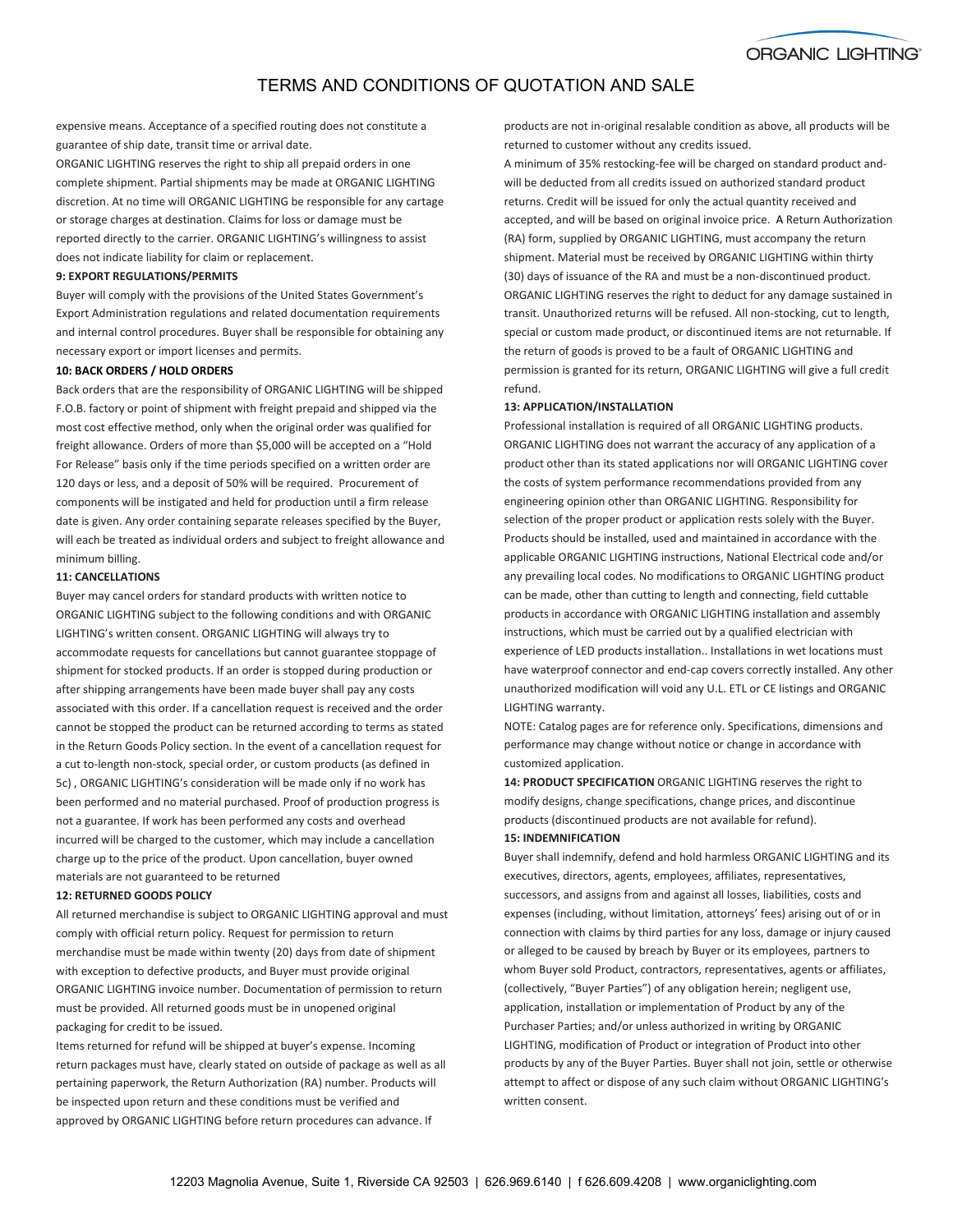# TERMS AND CONDITIONS OF QUOTATION AND SALE

expensive means. Acceptance of a specified routing does not constitute a guarantee of ship date, transit time or arrival date.

ORGANIC LIGHTING reserves the right to ship all prepaid orders in one complete shipment. Partial shipments may be made at ORGANIC LIGHTING discretion. At no time will ORGANIC LIGHTING be responsible for any cartage or storage charges at destination. Claims for loss or damage must be reported directly to the carrier. ORGANIC LIGHTING's willingness to assist does not indicate liability for claim or replacement.

**9: EXPORT REGULATIONS/PERMITS**

Buyer will comply with the provisions of the United States Government's Export Administration regulations and related documentation requirements and internal control procedures. Buyer shall be responsible for obtaining any necessary export or import licenses and permits.

**10: BACK ORDERS / HOLD ORDERS**

Back orders that are the responsibility of ORGANIC LIGHTING will be shipped F.O.B. factory or point of shipment with freight prepaid and shipped via the most cost effective method, only when the original order was qualified for freight allowance. Orders of more than $5,000 will be accepted on a "Hold For Release" basis only if the time periods specified on a written order are 120 days or less, and a deposit of 50% will be required. Procurement of components will be instigated and held for production until a firm release date is given. Any order containing separate releases specified by the Buyer, will each be treated as individual orders and subject to freight allowance and minimum billing.

**11: CANCELLATIONS**

Buyer may cancel orders for standard products with written notice to ORGANIC LIGHTING subject to the following conditions and with ORGANIC LIGHTING's written consent. ORGANIC LIGHTING will always try to accommodate requests for cancellations but cannot guarantee stoppage of shipment for stocked products. If an order is stopped during production or after shipping arrangements have been made buyer shall pay any costs associated with this order. If a cancellation request is received and the order cannot be stopped the product can be returned according to terms as stated in the Return Goods Policy section. In the event of a cancellation request for a cut to-length non-stock, special order, or custom products (as defined in 5c) , ORGANIC LIGHTING's consideration will be made only if no work has been performed and no material purchased. Proof of production progress is not a guarantee. If work has been performed any costs and overhead incurred will be charged to the customer, which may include a cancellation charge up to the price of the product. Upon cancellation, buyer owned materials are not guaranteed to be returned

**12: RETURNED GOODS POLICY**

All returned merchandise is subject to ORGANIC LIGHTING approval and must comply with official return policy. Request for permission to return merchandise must be made within twenty (20) days from date of shipment with exception to defective products, and Buyer must provide original ORGANIC LIGHTING invoice number. Documentation of permission to return must be provided. All returned goods must be in unopened original packaging for credit to be issued.

Items returned for refund will be shipped at buyer's expense. Incoming return packages must have, clearly stated on outside of package as well as all pertaining paperwork, the Return Authorization (RA) number. Products will be inspected upon return and these conditions must be verified and approved by ORGANIC LIGHTING before return procedures can advance. If products are not in-original resalable condition as above, all products will be returned to customer without any credits issued.

A minimum of 35% restocking-fee will be charged on standard product and-will be deducted from all credits issued on authorized standard product returns. Credit will be issued for only the actual quantity received and accepted, and will be based on original invoice price. A Return Authorization (RA) form, supplied by ORGANIC LIGHTING, must accompany the return shipment. Material must be received by ORGANIC LIGHTING within thirty (30) days of issuance of the RA and must be a non-discontinued product. ORGANIC LIGHTING reserves the right to deduct for any damage sustained in transit. Unauthorized returns will be refused. All non-stocking, cut to length, special or custom made product, or discontinued items are not returnable. If the return of goods is proved to be a fault of ORGANIC LIGHTING and permission is granted for its return, ORGANIC LIGHTING will give a full credit refund.

**13: APPLICATION/INSTALLATION**

Professional installation is required of all ORGANIC LIGHTING products. ORGANIC LIGHTING does not warrant the accuracy of any application of a product other than its stated applications nor will ORGANIC LIGHTING cover the costs of system performance recommendations provided from any engineering opinion other than ORGANIC LIGHTING. Responsibility for selection of the proper product or application rests solely with the Buyer. Products should be installed, used and maintained in accordance with the applicable ORGANIC LIGHTING instructions, National Electrical code and/or any prevailing local codes. No modifications to ORGANIC LIGHTING product can be made, other than cutting to length and connecting, field cuttable products in accordance with ORGANIC LIGHTING installation and assembly instructions, which must be carried out by a qualified electrician with experience of LED products installation.. Installations in wet locations must have waterproof connector and end-cap covers correctly installed. Any other unauthorized modification will void any U.L. ETL or CE listings and ORGANIC LIGHTING warranty.

NOTE: Catalog pages are for reference only. Specifications, dimensions and performance may change without notice or change in accordance with customized application.

**14: PRODUCT SPECIFICATION** ORGANIC LIGHTING reserves the right to modify designs, change specifications, change prices, and discontinue products (discontinued products are not available for refund).

**15: INDEMNIFICATION**

Buyer shall indemnify, defend and hold harmless ORGANIC LIGHTING and its executives, directors, agents, employees, affiliates, representatives, successors, and assigns from and against all losses, liabilities, costs and expenses (including, without limitation, attorneys' fees) arising out of or in connection with claims by third parties for any loss, damage or injury caused or alleged to be caused by breach by Buyer or its employees, partners to whom Buyer sold Product, contractors, representatives, agents or affiliates, (collectively, "Buyer Parties") of any obligation herein; negligent use, application, installation or implementation of Product by any of the Purchaser Parties; and/or unless authorized in writing by ORGANIC LIGHTING, modification of Product or integration of Product into other products by any of the Buyer Parties. Buyer shall not join, settle or otherwise attempt to affect or dispose of any such claim without ORGANIC LIGHTING's written consent.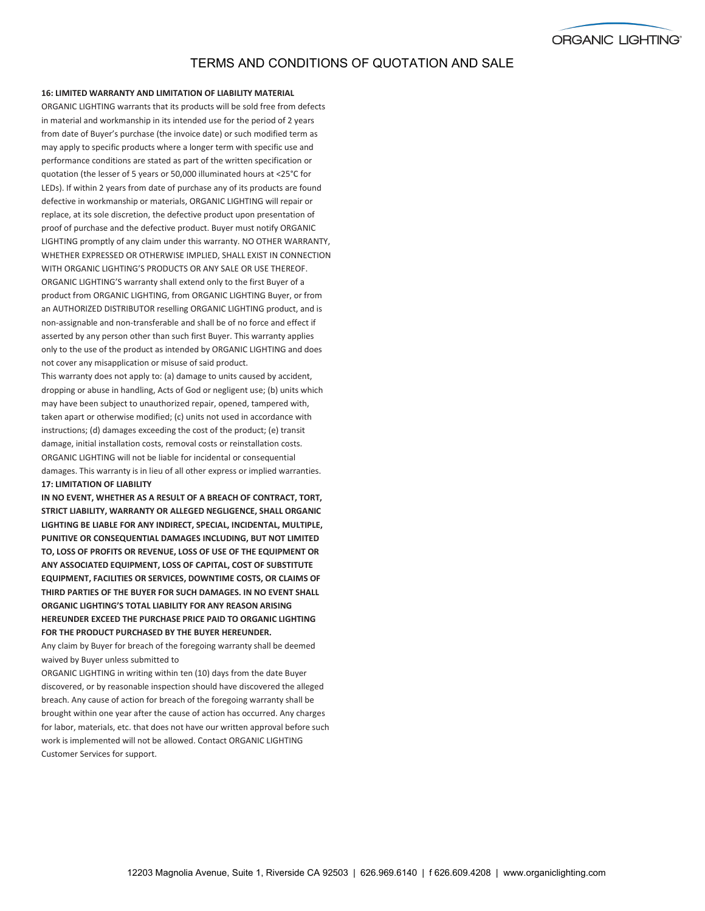# TERMS AND CONDITIONS OF QUOTATION AND SALE

**16: LIMITED WARRANTY AND LIMITATION OF LIABILITY MATERIAL**

ORGANIC LIGHTING warrants that its products will be sold free from defects in material and workmanship in its intended use for the period of 2 years from date of Buyer's purchase (the invoice date) or such modified term as may apply to specific products where a longer term with specific use and performance conditions are stated as part of the written specification or quotation (the lesser of 5 years or 50,000 illuminated hours at <25°C for LEDs). If within 2 years from date of purchase any of its products are found defective in workmanship or materials, ORGANIC LIGHTING will repair or replace, at its sole discretion, the defective product upon presentation of proof of purchase and the defective product. Buyer must notify ORGANIC LIGHTING promptly of any claim under this warranty. NO OTHER WARRANTY, WHETHER EXPRESSED OR OTHERWISE IMPLIED, SHALL EXIST IN CONNECTION WITH ORGANIC LIGHTING'S PRODUCTS OR ANY SALE OR USE THEREOF. ORGANIC LIGHTING'S warranty shall extend only to the first Buyer of a product from ORGANIC LIGHTING, from ORGANIC LIGHTING Buyer, or from an AUTHORIZED DISTRIBUTOR reselling ORGANIC LIGHTING product, and is non-assignable and non-transferable and shall be of no force and effect if asserted by any person other than such first Buyer. This warranty applies only to the use of the product as intended by ORGANIC LIGHTING and does not cover any misapplication or misuse of said product.

This warranty does not apply to: (a) damage to units caused by accident, dropping or abuse in handling, Acts of God or negligent use; (b) units which may have been subject to unauthorized repair, opened, tampered with, taken apart or otherwise modified; (c) units not used in accordance with instructions; (d) damages exceeding the cost of the product; (e) transit damage, initial installation costs, removal costs or reinstallation costs. ORGANIC LIGHTING will not be liable for incidental or consequential damages. This warranty is in lieu of all other express or implied warranties.

**17: LIMITATION OF LIABILITY**

**IN NO EVENT, WHETHER AS A RESULT OF A BREACH OF CONTRACT, TORT, STRICT LIABILITY, WARRANTY OR ALLEGED NEGLIGENCE, SHALL ORGANIC LIGHTING BE LIABLE FOR ANY INDIRECT, SPECIAL, INCIDENTAL, MULTIPLE, PUNITIVE OR CONSEQUENTIAL DAMAGES INCLUDING, BUT NOT LIMITED TO, LOSS OF PROFITS OR REVENUE, LOSS OF USE OF THE EQUIPMENT OR ANY ASSOCIATED EQUIPMENT, LOSS OF CAPITAL, COST OF SUBSTITUTE EQUIPMENT, FACILITIES OR SERVICES, DOWNTIME COSTS, OR CLAIMS OF THIRD PARTIES OF THE BUYER FOR SUCH DAMAGES. IN NO EVENT SHALL ORGANIC LIGHTING'S TOTAL LIABILITY FOR ANY REASON ARISING HEREUNDER EXCEED THE PURCHASE PRICE PAID TO ORGANIC LIGHTING FOR THE PRODUCT PURCHASED BY THE BUYER HEREUNDER.**

Any claim by Buyer for breach of the foregoing warranty shall be deemed waived by Buyer unless submitted to

ORGANIC LIGHTING in writing within ten (10) days from the date Buyer discovered, or by reasonable inspection should have discovered the alleged breach. Any cause of action for breach of the foregoing warranty shall be brought within one year after the cause of action has occurred. Any charges for labor, materials, etc. that does not have our written approval before such work is implemented will not be allowed. Contact ORGANIC LIGHTING Customer Services for support.